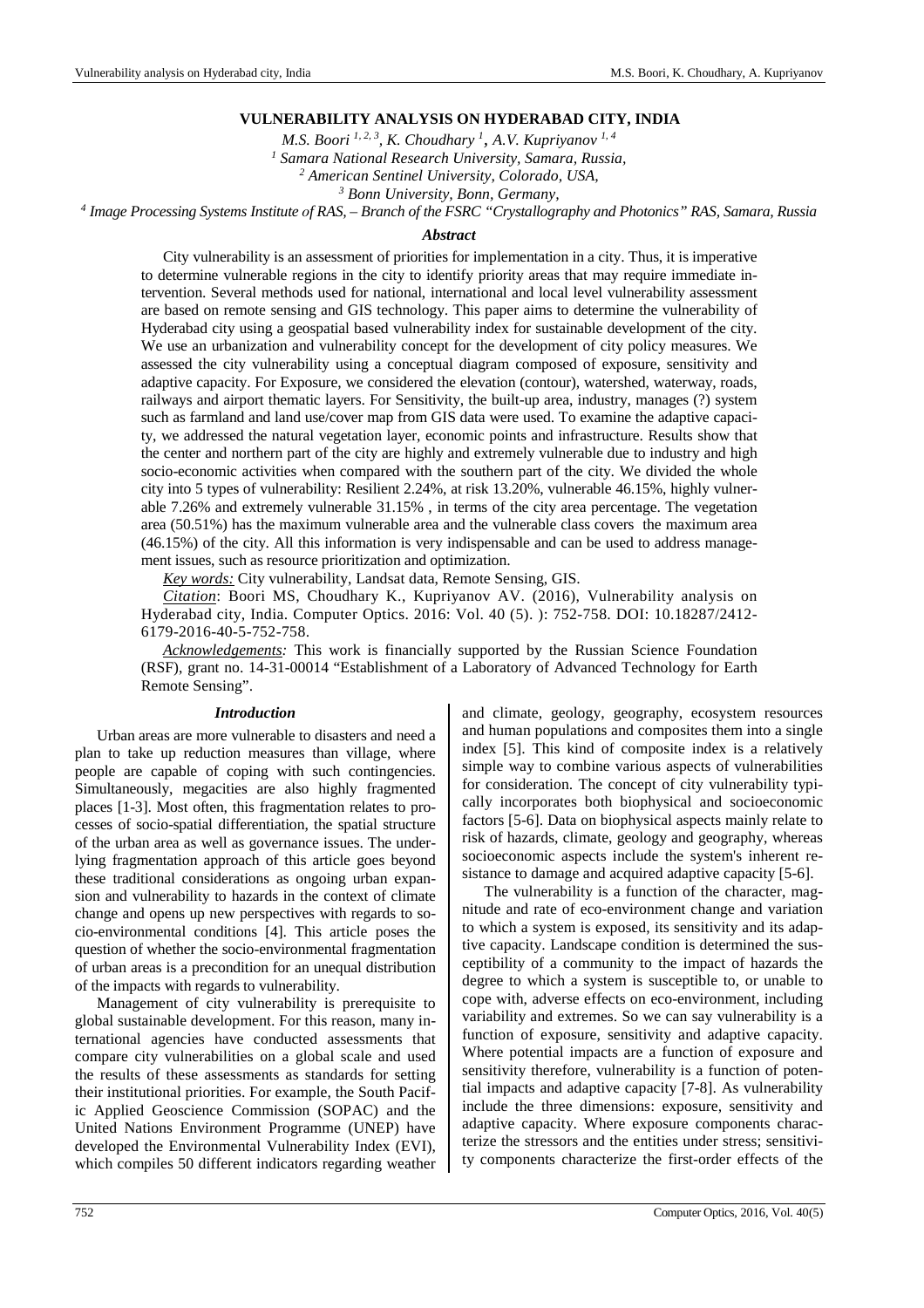# VULNERABILITY ANALYSIS ON HYDERABAD CITY, INDIA

*M.S. Boori [1, 2, 3], K. Choudhary [1], A.V. Kupriyanov [1, 4]*

[1] *Samara National Research University, Samara, Russia,*
[2] *American Sentinel University, Colorado, USA,*
[3] *Bonn University, Bonn, Germany,*
[4] *Image Processing Systems Institute of RAS, – Branch of the FSRC "Crystallography and Photonics" RAS, Samara, Russia*

### *Abstract*

City vulnerability is an assessment of priorities for implementation in a city. Thus, it is imperative to determine vulnerable regions in the city to identify priority areas that may require immediate intervention. Several methods used for national, international and local level vulnerability assessment are based on remote sensing and GIS technology. This paper aims to determine the vulnerability of Hyderabad city using a geospatial based vulnerability index for sustainable development of the city. We use an urbanization and vulnerability concept for the development of city policy measures. We assessed the city vulnerability using a conceptual diagram composed of exposure, sensitivity and adaptive capacity. For Exposure, we considered the elevation (contour), watershed, waterway, roads, railways and airport thematic layers. For Sensitivity, the built-up area, industry, manages (?) system such as farmland and land use/cover map from GIS data were used. To examine the adaptive capacity, we addressed the natural vegetation layer, economic points and infrastructure. Results show that the center and northern part of the city are highly and extremely vulnerable due to industry and high socio-economic activities when compared with the southern part of the city. We divided the whole city into 5 types of vulnerability: Resilient 2.24%, at risk 13.20%, vulnerable 46.15%, highly vulnerable 7.26% and extremely vulnerable 31.15% , in terms of the city area percentage. The vegetation area (50.51%) has the maximum vulnerable area and the vulnerable class covers the maximum area (46.15%) of the city. All this information is very indispensable and can be used to address management issues, such as resource prioritization and optimization.

*Key words:* City vulnerability, Landsat data, Remote Sensing, GIS.

*Citation*: Boori MS, Choudhary K., Kupriyanov AV. (2016), Vulnerability analysis on Hyderabad city, India. Computer Optics. 2016: Vol. 40 (5). ): 752-758. DOI: 10.18287/2412-6179-2016-40-5-752-758.

*Acknowledgements:* This work is financially supported by the Russian Science Foundation (RSF), grant no. 14-31-00014 "Establishment of a Laboratory of Advanced Technology for Earth Remote Sensing".

### *Introduction*

Urban areas are more vulnerable to disasters and need a plan to take up reduction measures than village, where people are capable of coping with such contingencies. Simultaneously, megacities are also highly fragmented places [1-3]. Most often, this fragmentation relates to processes of socio-spatial differentiation, the spatial structure of the urban area as well as governance issues. The underlying fragmentation approach of this article goes beyond these traditional considerations as ongoing urban expansion and vulnerability to hazards in the context of climate change and opens up new perspectives with regards to socio-environmental conditions [4]. This article poses the question of whether the socio-environmental fragmentation of urban areas is a precondition for an unequal distribution of the impacts with regards to vulnerability.

Management of city vulnerability is prerequisite to global sustainable development. For this reason, many international agencies have conducted assessments that compare city vulnerabilities on a global scale and used the results of these assessments as standards for setting their institutional priorities. For example, the South Pacific Applied Geoscience Commission (SOPAC) and the United Nations Environment Programme (UNEP) have developed the Environmental Vulnerability Index (EVI), which compiles 50 different indicators regarding weather and climate, geology, geography, ecosystem resources and human populations and composites them into a single index [5]. This kind of composite index is a relatively simple way to combine various aspects of vulnerabilities for consideration. The concept of city vulnerability typically incorporates both biophysical and socioeconomic factors [5-6]. Data on biophysical aspects mainly relate to risk of hazards, climate, geology and geography, whereas socioeconomic aspects include the system's inherent resistance to damage and acquired adaptive capacity [5-6].

The vulnerability is a function of the character, magnitude and rate of eco-environment change and variation to which a system is exposed, its sensitivity and its adaptive capacity. Landscape condition is determined the susceptibility of a community to the impact of hazards the degree to which a system is susceptible to, or unable to cope with, adverse effects on eco-environment, including variability and extremes. So we can say vulnerability is a function of exposure, sensitivity and adaptive capacity. Where potential impacts are a function of exposure and sensitivity therefore, vulnerability is a function of potential impacts and adaptive capacity [7-8]. As vulnerability include the three dimensions: exposure, sensitivity and adaptive capacity. Where exposure components characterize the stressors and the entities under stress; sensitivity components characterize the first-order effects of the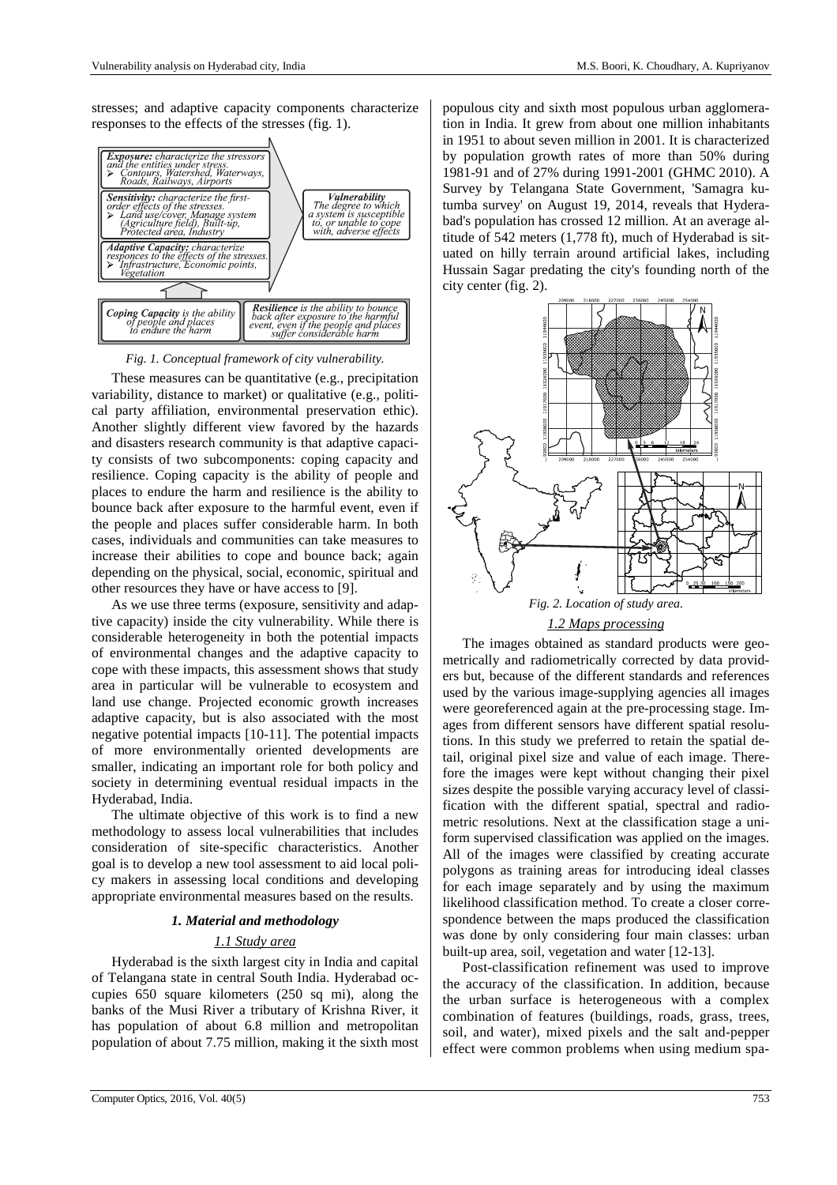stresses; and adaptive capacity components characterize responses to the effects of the stresses (fig. 1).

Fig. 1. Conceptual framework of city vulnerability.

These measures can be quantitative (e.g., precipitation variability, distance to market) or qualitative (e.g., political party affiliation, environmental preservation ethic). Another slightly different view favored by the hazards and disasters research community is that adaptive capacity consists of two subcomponents: coping capacity and resilience. Coping capacity is the ability of people and places to endure the harm and resilience is the ability to bounce back after exposure to the harmful event, even if the people and places suffer considerable harm. In both cases, individuals and communities can take measures to increase their abilities to cope and bounce back; again depending on the physical, social, economic, spiritual and other resources they have or have access to [9].

As we use three terms (exposure, sensitivity and adaptive capacity) inside the city vulnerability. While there is considerable heterogeneity in both the potential impacts of environmental changes and the adaptive capacity to cope with these impacts, this assessment shows that study area in particular will be vulnerable to ecosystem and land use change. Projected economic growth increases adaptive capacity, but is also associated with the most negative potential impacts [10-11]. The potential impacts of more environmentally oriented developments are smaller, indicating an important role for both policy and society in determining eventual residual impacts in the Hyderabad, India.

The ultimate objective of this work is to find a new methodology to assess local vulnerabilities that includes consideration of site-specific characteristics. Another goal is to develop a new tool assessment to aid local policy makers in assessing local conditions and developing appropriate environmental measures based on the results.

## *1. Material and methodology*

### *1.1 Study area*

Hyderabad is the sixth largest city in India and capital of Telangana state in central South India. Hyderabad occupies 650 square kilometers (250 sq mi), along the banks of the Musi River a tributary of Krishna River, it has population of about 6.8 million and metropolitan population of about 7.75 million, making it the sixth most populous city and sixth most populous urban agglomeration in India. It grew from about one million inhabitants in 1951 to about seven million in 2001. It is characterized by population growth rates of more than 50% during 1981-91 and of 27% during 1991-2001 (GHMC 2010). A Survey by Telangana State Government, 'Samagra kutumba survey' on August 19, 2014, reveals that Hyderabad's population has crossed 12 million. At an average altitude of 542 meters (1,778 ft), much of Hyderabad is situated on hilly terrain around artificial lakes, including Hussain Sagar predating the city's founding north of the city center (fig. 2).

Fig. 2. Location of study area.

### *1.2 Maps processing*

The images obtained as standard products were geometrically and radiometrically corrected by data providers but, because of the different standards and references used by the various image-supplying agencies all images were georeferenced again at the pre-processing stage. Images from different sensors have different spatial resolutions. In this study we preferred to retain the spatial detail, original pixel size and value of each image. Therefore the images were kept without changing their pixel sizes despite the possible varying accuracy level of classification with the different spatial, spectral and radiometric resolutions. Next at the classification stage a uniform supervised classification was applied on the images. All of the images were classified by creating accurate polygons as training areas for introducing ideal classes for each image separately and by using the maximum likelihood classification method. To create a closer correspondence between the maps produced the classification was done by only considering four main classes: urban built-up area, soil, vegetation and water [12-13].

Post-classification refinement was used to improve the accuracy of the classification. In addition, because the urban surface is heterogeneous with a complex combination of features (buildings, roads, grass, trees, soil, and water), mixed pixels and the salt and-pepper effect were common problems when using medium spa-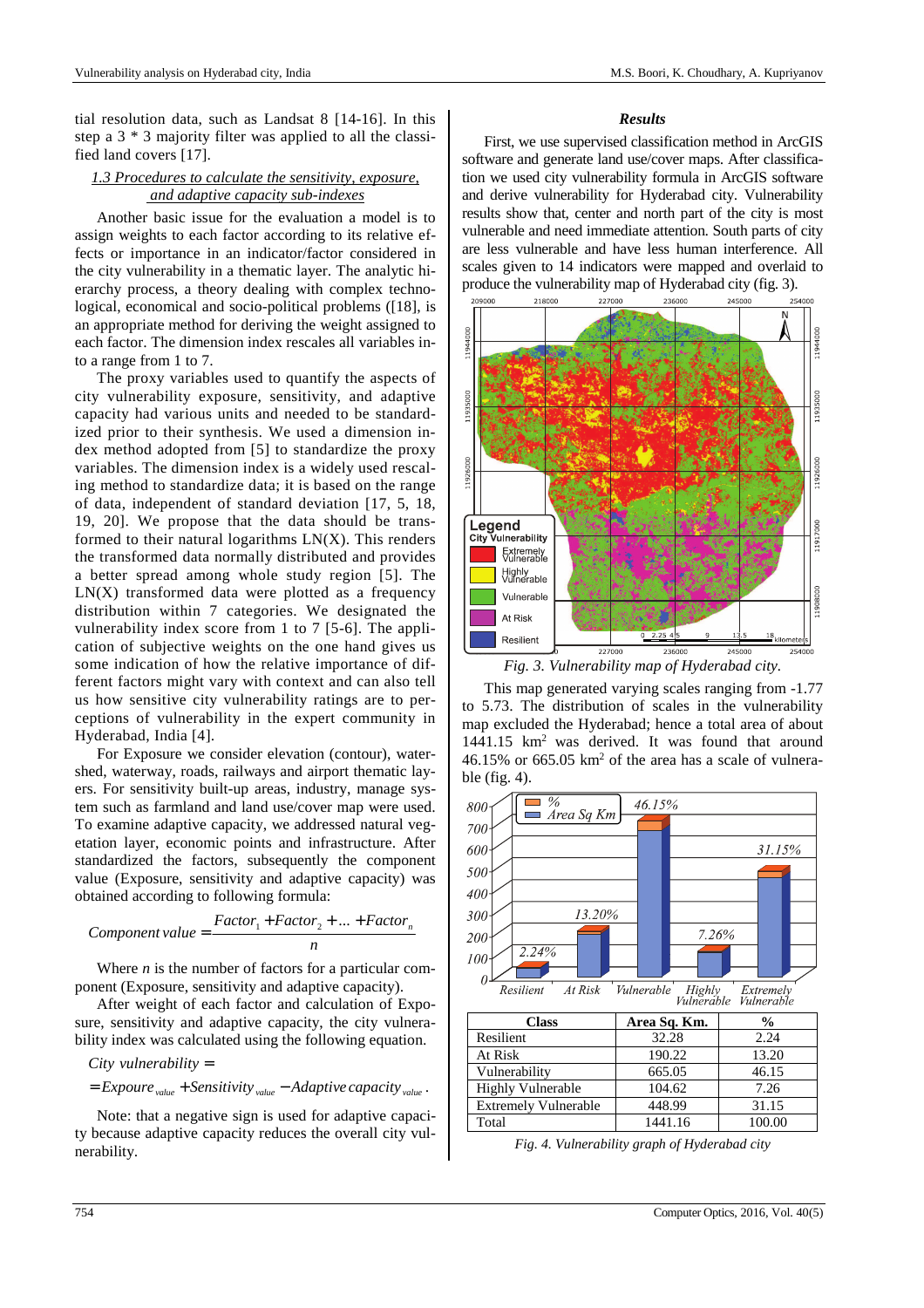tial resolution data, such as Landsat 8 [14-16]. In this step a 3 * 3 majority filter was applied to all the classified land covers [17].

### 1.3 Procedures to calculate the sensitivity, exposure, and adaptive capacity sub-indexes

Another basic issue for the evaluation a model is to assign weights to each factor according to its relative effects or importance in an indicator/factor considered in the city vulnerability in a thematic layer. The analytic hierarchy process, a theory dealing with complex technological, economical and socio-political problems ([18], is an appropriate method for deriving the weight assigned to each factor. The dimension index rescales all variables into a range from 1 to 7.

The proxy variables used to quantify the aspects of city vulnerability exposure, sensitivity, and adaptive capacity had various units and needed to be standardized prior to their synthesis. We used a dimension index method adopted from [5] to standardize the proxy variables. The dimension index is a widely used rescaling method to standardize data; it is based on the range of data, independent of standard deviation [17, 5, 18, 19, 20]. We propose that the data should be transformed to their natural logarithms LN(X). This renders the transformed data normally distributed and provides a better spread among whole study region [5]. The LN(X) transformed data were plotted as a frequency distribution within 7 categories. We designated the vulnerability index score from 1 to 7 [5-6]. The application of subjective weights on the one hand gives us some indication of how the relative importance of different factors might vary with context and can also tell us how sensitive city vulnerability ratings are to perceptions of vulnerability in the expert community in Hyderabad, India [4].

For Exposure we consider elevation (contour), watershed, waterway, roads, railways and airport thematic layers. For sensitivity built-up areas, manage system such as farmland and land use/cover map were used. To examine adaptive capacity, we addressed natural vegetation layer, economic points and infrastructure. After standardized the factors, subsequently the component value (Exposure, sensitivity and adaptive capacity) was obtained according to following formula:

$$Component\ value = \frac{Factor_1 + Factor_2 + ... + Factor_n}{n}$$

Where $n$ is the number of factors for a particular component (Exposure, sensitivity and adaptive capacity).

After weight of each factor and calculation of Exposure, sensitivity and adaptive capacity, the city vulnerability index was calculated using the following equation.

$$City\ vulnerability = Expoure_{value} + Sensitivity_{value} - Adaptive\ capacity_{value}.$$

Note: that a negative sign is used for adaptive capacity because adaptive capacity reduces the overall city vulnerability.

### *Results*

First, we use supervised classification method in ArcGIS software and generate land use/cover maps. After classification we used city vulnerability formula in ArcGIS software and derive vulnerability for Hyderabad city. Vulnerability results show that, center and north part of the city is most vulnerable and need immediate attention. South parts of city are less vulnerable and have less human interference. All scales given to 14 indicators were mapped and overlaid to produce the vulnerability map of Hyderabad city (fig. 3).

*Fig. 3. Vulnerability map of Hyderabad city.*

This map generated varying scales ranging from -1.77 to 5.73. The distribution of scales in the vulnerability map excluded the Hyderabad; hence a total area of about 1441.15 km² was derived. It was found that around 46.15% or 665.05 km² of the area has a scale of vulnerable (fig. 4).

| Class | Area Sq. Km. | % |
|---|---|---|
| Resilient | 32.28 | 2.24 |
| At Risk | 190.22 | 13.20 |
| Vulnerability | 665.05 | 46.15 |
| Highly Vulnerable | 104.62 | 7.26 |
| Extremely Vulnerable | 448.99 | 31.15 |
| Total | 1441.16 | 100.00 |

*Fig. 4. Vulnerability graph of Hyderabad city*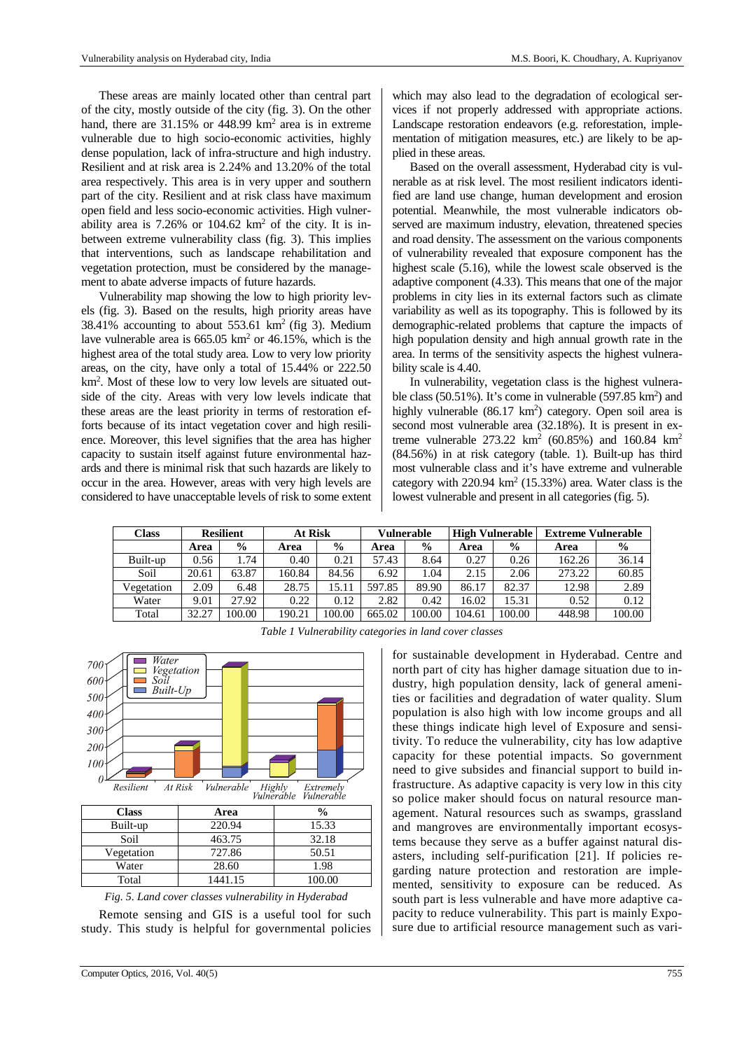These areas are mainly located other than central part of the city, mostly outside of the city (fig. 3). On the other hand, there are 31.15% or 448.99 km$^2$ area is in extreme vulnerable due to high socio-economic activities, highly dense population, lack of infra-structure and high industry. Resilient and at risk area is 2.24% and 13.20% of the total area respectively. This area is in very upper and southern part of the city. Resilient and at risk class have maximum open field and less socio-economic activities. High vulnerability area is 7.26% or 104.62 km$^2$ of the city. It is in-between extreme vulnerability class (fig. 3). This implies that interventions, such as landscape rehabilitation and vegetation protection, must be considered by the management to abate adverse impacts of future hazards.

Vulnerability map showing the low to high priority levels (fig. 3). Based on the results, high priority areas have 38.41% accounting to about 553.61 km$^2$ (fig 3). Medium lave vulnerable area is 665.05 km$^2$ or 46.15%, which is the highest area of the total study area. Low to very low priority areas, on the city, have only a total of 15.44% or 222.50 km$^2$. Most of these low to very low levels are situated outside of the city. Areas with very low levels indicate that these areas are the least priority in terms of restoration efforts because of its intact vegetation cover and high resilience. Moreover, this level signifies that the area has higher capacity to sustain itself against future environmental hazards and there is minimal risk that such hazards are likely to occur in the area. However, areas with very high levels are considered to have unacceptable levels of risk to some extent which may also lead to the degradation of ecological services if not properly addressed with appropriate actions. Landscape restoration endeavors (e.g. reforestation, implementation of mitigation measures, etc.) are likely to be applied in these areas.

Based on the overall assessment, Hyderabad city is vulnerable as at risk level. The most resilient indicators identified are land use change, human development and erosion potential. Meanwhile, the most vulnerable indicators observed are maximum industry, elevation, threatened species and road density. The assessment on the various components of vulnerability revealed that exposure component has the highest scale (5.16), while the lowest scale observed is the adaptive component (4.33). This means that one of the major problems in city lies in its external factors such as climate variability as well as its topography. This is followed by its demographic-related problems that capture the impacts of high population density and high annual growth rate in the area. In terms of the sensitivity aspects the highest vulnerability scale is 4.40.

In vulnerability, vegetation class is the highest vulnerable class (50.51%). It's come in vulnerable (597.85 km$^2$) and highly vulnerable (86.17 km$^2$) category. Open soil area is second most vulnerable area (32.18%). It is present in extreme vulnerable 273.22 km$^2$ (60.85%) and 160.84 km$^2$ (84.56%) in at risk category (table. 1). Built-up has third most vulnerable class and it's have extreme and vulnerable category with 220.94 km$^2$ (15.33%) area. Water class is the lowest vulnerable and present in all categories (fig. 5).

| Class | Resilient | | At Risk | | Vulnerable | | High Vulnerable | | Extreme Vulnerable | |
|---|---|---|---|---|---|---|---|---|---|---|
| | Area | % | Area | % | Area | % | Area | % | Area | % |
| Built-up | 0.56 | 1.74 | 0.40 | 0.21 | 57.43 | 8.64 | 0.27 | 0.26 | 162.26 | 36.14 |
| Soil | 20.61 | 63.87 | 160.84 | 84.56 | 6.92 | 1.04 | 2.15 | 2.06 | 273.22 | 60.85 |
| Vegetation | 2.09 | 6.48 | 28.75 | 15.11 | 597.85 | 89.90 | 86.17 | 82.37 | 12.98 | 2.89 |
| Water | 9.01 | 27.92 | 0.22 | 0.12 | 2.82 | 0.42 | 16.02 | 15.31 | 0.52 | 0.12 |
| Total | 32.27 | 100.00 | 190.21 | 100.00 | 665.02 | 100.00 | 104.61 | 100.00 | 448.98 | 100.00 |

*Table 1 Vulnerability categories in land cover classes*

| Class | Area | % |
|---|---|---|
| Built-up | 220.94 | 15.33 |
| Soil | 463.75 | 32.18 |
| Vegetation | 727.86 | 50.51 |
| Water | 28.60 | 1.98 |
| Total | 1441.15 | 100.00 |

*Fig. 5. Land cover classes vulnerability in Hyderabad*

Remote sensing and GIS is a useful tool for such study. This study is helpful for governmental policies for sustainable development in Hyderabad. Centre and north part of city has higher damage situation due to industry, high population density, lack of general amenities or facilities and degradation of water quality. Slum population is also high with low income groups and all these things indicate high level of Exposure and sensitivity. To reduce the vulnerability, city has low adaptive capacity for these potential impacts. So government need to give subsides and financial support to build infrastructure. As adaptive capacity is very low in this city so police maker should focus on natural resource management. Natural resources such as swamps, grassland and mangroves are environmentally important ecosystems because they serve as a buffer against natural disasters, including self-purification [21]. If policies regarding nature protection and restoration are implemented, sensitivity to exposure can be reduced. As south part is less vulnerable and have more adaptive capacity to reduce vulnerability. This part is mainly Exposure due to artificial resource management such as vari-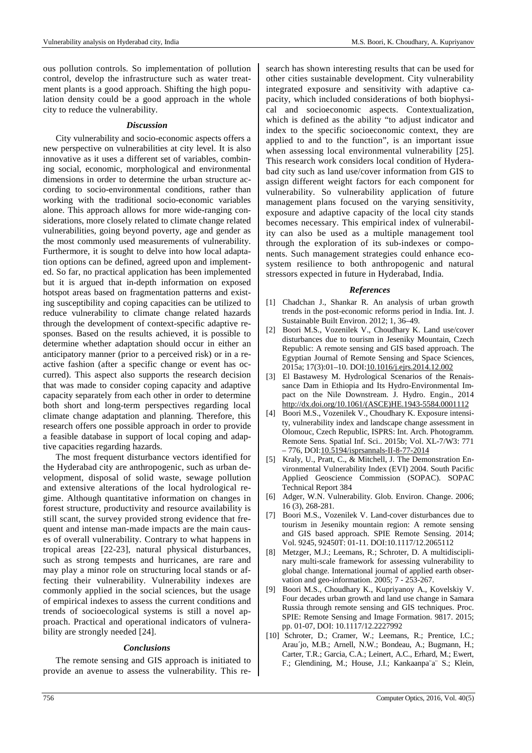ous pollution controls. So implementation of pollution control, develop the infrastructure such as water treatment plants is a good approach. Shifting the high population density could be a good approach in the whole city to reduce the vulnerability.

### *Discussion*

City vulnerability and socio-economic aspects offers a new perspective on vulnerabilities at city level. It is also innovative as it uses a different set of variables, combining social, economic, morphological and environmental dimensions in order to determine the urban structure according to socio-environmental conditions, rather than working with the traditional socio-economic variables alone. This approach allows for more wide-ranging considerations, more closely related to climate change related vulnerabilities, going beyond poverty, age and gender as the most commonly used measurements of vulnerability. Furthermore, it is sought to delve into how local adaptation options can be defined, agreed upon and implemented. So far, no practical application has been implemented but it is argued that in-depth information on exposed hotspot areas based on fragmentation patterns and existing susceptibility and coping capacities can be utilized to reduce vulnerability to climate change related hazards through the development of context-specific adaptive responses. Based on the results achieved, it is possible to determine whether adaptation should occur in either an anticipatory manner (prior to a perceived risk) or in a reactive fashion (after a specific change or event has occurred). This aspect also supports the research decision that was made to consider coping capacity and adaptive capacity separately from each other in order to determine both short and long-term perspectives regarding local climate change adaptation and planning. Therefore, this research offers one possible approach in order to provide a feasible database in support of local coping and adaptive capacities regarding hazards.

The most frequent disturbance vectors identified for the Hyderabad city are anthropogenic, such as urban development, disposal of solid waste, sewage pollution and extensive alterations of the local hydrological regime. Although quantitative information on changes in forest structure, productivity and resource availability is still scant, the survey provided strong evidence that frequent and intense man-made impacts are the main causes of overall vulnerability. Contrary to what happens in tropical areas [22-23], natural physical disturbances, such as strong tempests and hurricanes, are rare and may play a minor role on structuring local stands or affecting their vulnerability. Vulnerability indexes are commonly applied in the social sciences, but the usage of empirical indexes to assess the current conditions and trends of socioecological systems is still a novel approach. Practical and operational indicators of vulnerability are strongly needed [24].

### *Conclusions*

The remote sensing and GIS approach is initiated to provide an avenue to assess the vulnerability. This research has shown interesting results that can be used for other cities sustainable development. City vulnerability integrated exposure and sensitivity with adaptive capacity, which included considerations of both biophysical and socioeconomic aspects. Contextualization, which is defined as the ability "to adjust indicator and index to the specific socioeconomic context, they are applied to and to the function", is an important issue when assessing local environmental vulnerability [25]. This research work considers local condition of Hyderabad city such as land use/cover information from GIS to assign different weight factors for each component for vulnerability. So vulnerability application of future management plans focused on the varying sensitivity, exposure and adaptive capacity of the local city stands becomes necessary. This empirical index of vulnerability can also be used as a multiple management tool through the exploration of its sub-indexes or components. Such management strategies could enhance ecosystem resilience to both anthropogenic and natural stressors expected in future in Hyderabad, India.

### *References*

[1] Chadchan J., Shankar R. An analysis of urban growth trends in the post-economic reforms period in India. Int. J. Sustainable Built Environ. 2012; 1, 36–49.

[2] Boori M.S., Vozenilek V., Choudhary K. Land use/cover disturbances due to tourism in Jeseniky Mountain, Czech Republic: A remote sensing and GIS based approach. The Egyptian Journal of Remote Sensing and Space Sciences, 2015a; 17(3):01–10. DOI:10.1016/j.ejrs.2014.12.002

[3] El Bastawesy M. Hydrological Scenarios of the Renaissance Dam in Ethiopia and Its Hydro-Environmental Impact on the Nile Downstream. J. Hydro. Engin., 2014 http://dx.doi.org/10.1061/(ASCE)HE.1943-5584.0001112

[4] Boori M.S., Vozenilek V., Choudhary K. Exposure intensity, vulnerability index and landscape change assessment in Olomouc, Czech Republic, ISPRS: Int. Arch. Photogramm. Remote Sens. Spatial Inf. Sci.. 2015b; Vol. XL-7/W3: 771 – 776, DOI:10.5194/isprsannals-II-8-77-2014

[5] Kraly, U., Pratt, C., & Mitchell, J. The Demonstration Environmental Vulnerability Index (EVI) 2004. South Pacific Applied Geoscience Commission (SOPAC). SOPAC Technical Report 384

[6] Adger, W.N. Vulnerability. Glob. Environ. Change. 2006; 16 (3), 268-281.

[7] Boori M.S., Vozenilek V. Land-cover disturbances due to tourism in Jeseniky mountain region: A remote sensing and GIS based approach. SPIE Remote Sensing. 2014; Vol. 9245, 92450T: 01-11. DOI:10.1117/12.2065112

[8] Metzger, M.J.; Leemans, R.; Schroter, D. A multidisciplinary multi-scale framework for assessing vulnerability to global change. International journal of applied earth observation and geo-information. 2005; 7 - 253-267.

[9] Boori M.S., Choudhary K., Kupriyanoy A., Kovelskiy V. Four decades urban growth and land use change in Samara Russia through remote sensing and GIS techniques. Proc. SPIE: Remote Sensing and Image Formation. 9817. 2015; pp. 01-07, DOI: 10.1117/12.2227992

[10] Schroter, D.; Cramer, W.; Leemans, R.; Prentice, I.C.; Arau´jo, M.B.; Arnell, N.W.; Bondeau, A.; Bugmann, H.; Carter, T.R.; Garcia, C.A.; Leinert, A.C., Erhard, M.; Ewert, F.; Glendining, M.; House, J.I.; Kankaanpa¨a¨ S.; Klein,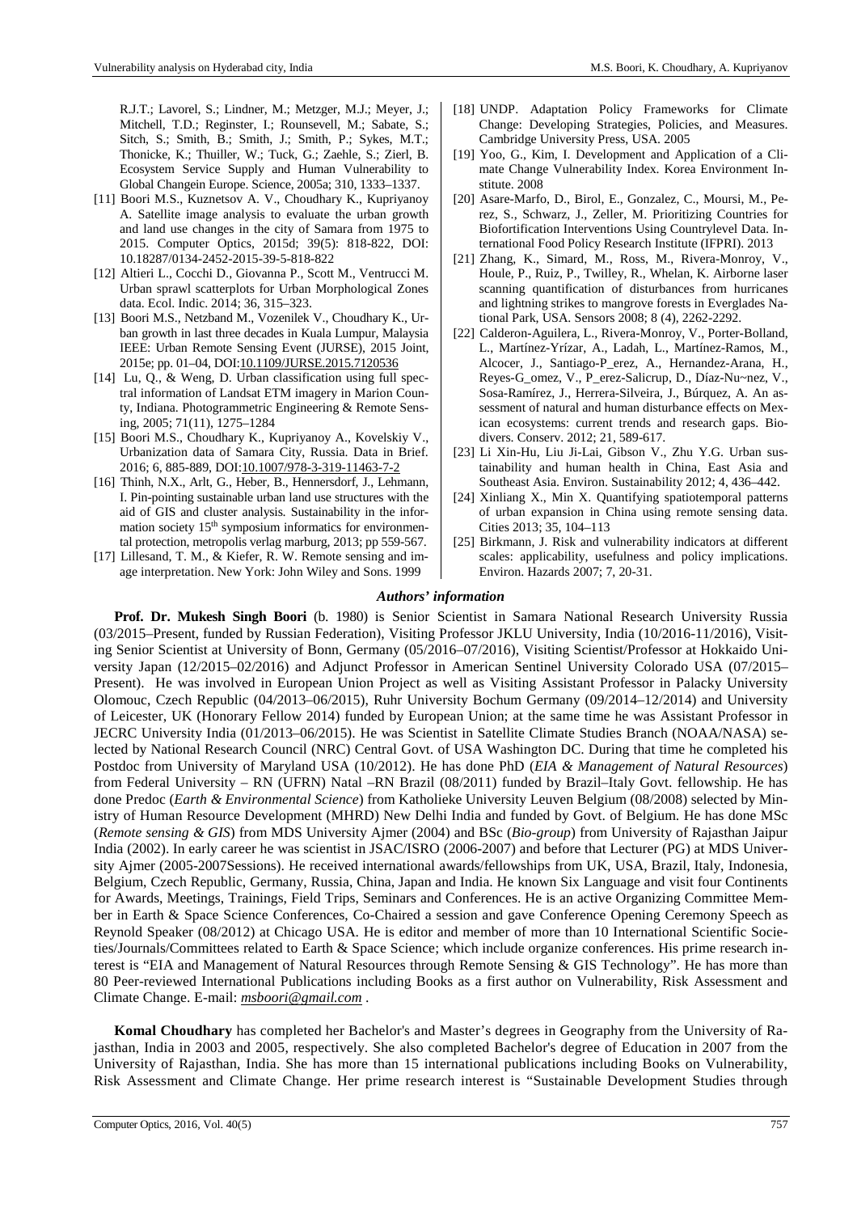R.J.T.; Lavorel, S.; Lindner, M.; Metzger, M.J.; Meyer, J.; Mitchell, T.D.; Reginster, I.; Rounsevell, M.; Sabate, S.; Sitch, S.; Smith, B.; Smith, J.; Smith, P.; Sykes, M.T.; Thonicke, K.; Thuiller, W.; Tuck, G.; Zaehle, S.; Zierl, B. Ecosystem Service Supply and Human Vulnerability to Global Changein Europe. Science, 2005a; 310, 1333–1337.

[11] Boori M.S., Kuznetsov A. V., Choudhary K., Kupriyanoy A. Satellite image analysis to evaluate the urban growth and land use changes in the city of Samara from 1975 to 2015. Computer Optics, 2015d; 39(5): 818-822, DOI: 10.18287/0134-2452-2015-39-5-818-822

[12] Altieri L., Cocchi D., Giovanna P., Scott M., Ventrucci M. Urban sprawl scatterplots for Urban Morphological Zones data. Ecol. Indic. 2014; 36, 315–323.

[13] Boori M.S., Netzband M., Vozenilek V., Choudhary K., Urban growth in last three decades in Kuala Lumpur, Malaysia IEEE: Urban Remote Sensing Event (JURSE), 2015 Joint, 2015e; pp. 01–04, DOI:10.1109/JURSE.2015.7120536

[14] Lu, Q., & Weng, D. Urban classification using full spectral information of Landsat ETM imagery in Marion County, Indiana. Photogrammetric Engineering & Remote Sensing, 2005; 71(11), 1275–1284

[15] Boori M.S., Choudhary K., Kupriyanoy A., Kovelskiy V., Urbanization data of Samara City, Russia. Data in Brief. 2016; 6, 885-889, DOI:10.1007/978-3-319-11463-7-2

[16] Thinh, N.X., Arlt, G., Heber, B., Hennersdorf, J., Lehmann, I. Pin-pointing sustainable urban land use structures with the aid of GIS and cluster analysis. Sustainability in the information society 15th symposium informatics for environmental protection, metropolis verlag marburg, 2013; pp 559-567.

[17] Lillesand, T. M., & Kiefer, R. W. Remote sensing and image interpretation. New York: John Wiley and Sons. 1999

[18] UNDP. Adaptation Policy Frameworks for Climate Change: Developing Strategies, Policies, and Measures. Cambridge University Press, USA. 2005

[19] Yoo, G., Kim, I. Development and Application of a Climate Change Vulnerability Index. Korea Environment Institute. 2008

[20] Asare-Marfo, D., Birol, E., Gonzalez, C., Moursi, M., Perez, S., Schwarz, J., Zeller, M. Prioritizing Countries for Biofortification Interventions Using Countrylevel Data. International Food Policy Research Institute (IFPRI). 2013

[21] Zhang, K., Simard, M., Ross, M., Rivera-Monroy, V., Houle, P., Ruiz, P., Twilley, R., Whelan, K. Airborne laser scanning quantification of disturbances from hurricanes and lightning strikes to mangrove forests in Everglades National Park, USA. Sensors 2008; 8 (4), 2262-2292.

[22] Calderon-Aguilera, L., Rivera-Monroy, V., Porter-Bolland, L., Martínez-Yrízar, A., Ladah, L., Martínez-Ramos, M., Alcocer, J., Santiago-P_erez, A., Hernandez-Arana, H., Reyes-G_omez, V., P_erez-Salicrup, D., Díaz-Nu~nez, V., Sosa-Ramírez, J., Herrera-Silveira, J., Búrquez, A. An assessment of natural and human disturbance effects on Mexican ecosystems: current trends and research gaps. Biodivers. Conserv. 2012; 21, 589-617.

[23] Li Xin-Hu, Liu Ji-Lai, Gibson V., Zhu Y.G. Urban sustainability and human health in China, East Asia and Southeast Asia. Environ. Sustainability 2012; 4, 436–442.

[24] Xinliang X., Min X. Quantifying spatiotemporal patterns of urban expansion in China using remote sensing data. Cities 2013; 35, 104–113

[25] Birkmann, J. Risk and vulnerability indicators at different scales: applicability, usefulness and policy implications. Environ. Hazards 2007; 7, 20-31.

### *Authors' information*

**Prof. Dr. Mukesh Singh Boori** (b. 1980) is Senior Scientist in Samara National Research University Russia (03/2015–Present, funded by Russian Federation), Visiting Professor JKLU University, India (10/2016-11/2016), Visiting Senior Scientist at University of Bonn, Germany (05/2016–07/2016), Visiting Scientist/Professor at Hokkaido University Japan (12/2015–02/2016) and Adjunct Professor in American Sentinel University Colorado USA (07/2015–Present). He was involved in European Union Project as well as Visiting Assistant Professor in Palacky University Olomouc, Czech Republic (04/2013–06/2015), Ruhr University Bochum Germany (09/2014–12/2014) and University of Leicester, UK (Honorary Fellow 2014) funded by European Union; at the same time he was Assistant Professor in JECRC University India (01/2013–06/2015). He was Scientist in Satellite Climate Studies Branch (NOAA/NASA) selected by National Research Council (NRC) Central Govt. of USA Washington DC. During that time he completed his Postdoc from University of Maryland USA (10/2012). He has done PhD (*EIA & Management of Natural Resources*) from Federal University – RN (UFRN) Natal –RN Brazil (08/2011) funded by Brazil–Italy Govt. fellowship. He has done Predoc (*Earth & Environmental Science*) from Katholieke University Leuven Belgium (08/2008) selected by Ministry of Human Resource Development (MHRD) New Delhi India and funded by Govt. of Belgium. He has done MSc (*Remote sensing & GIS*) from MDS University Ajmer (2004) and BSc (*Bio-group*) from University of Rajasthan Jaipur India (2002). In early career he was scientist in JSAC/ISRO (2006-2007) and before that Lecturer (PG) at MDS University Ajmer (2005-2007Sessions). He received international awards/fellowships from UK, USA, Brazil, Italy, Indonesia, Belgium, Czech Republic, Germany, Russia, China, Japan and India. He known Six Language and visit four Continents for Awards, Meetings, Trainings, Field Trips, Seminars and Conferences. He is an active Organizing Committee Member in Earth & Space Science Conferences, Co-Chaired a session and gave Conference Opening Ceremony Speech as Reynold Speaker (08/2012) at Chicago USA. He is editor and member of more than 10 International Scientific Societies/Journals/Committees related to Earth & Space Science; which include organize conferences. His prime research interest is "EIA and Management of Natural Resources through Remote Sensing & GIS Technology". He has more than 80 Peer-reviewed International Publications including Books as a first author on Vulnerability, Risk Assessment and Climate Change. E-mail: *msboori@gmail.com* .

**Komal Choudhary** has completed her Bachelor's and Master's degrees in Geography from the University of Rajasthan, India in 2003 and 2005, respectively. She also completed Bachelor's degree of Education in 2007 from the University of Rajasthan, India. She has more than 15 international publications including Books on Vulnerability, Risk Assessment and Climate Change. Her prime research interest is "Sustainable Development Studies through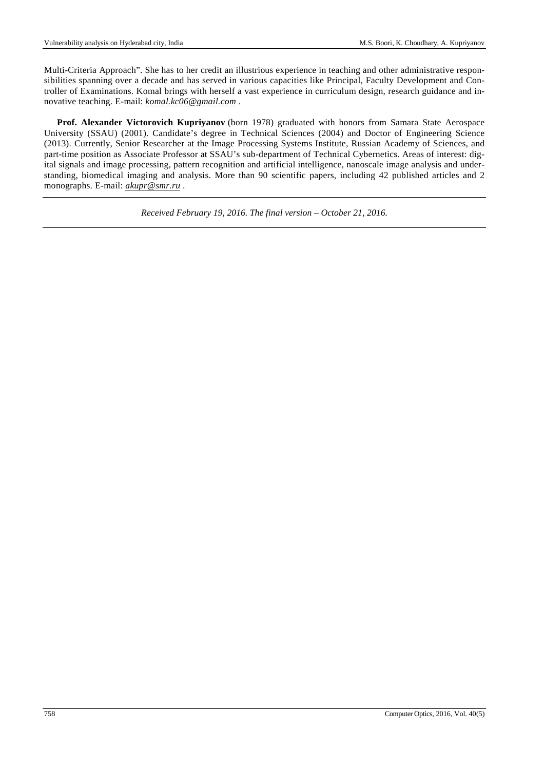Multi-Criteria Approach". She has to her credit an illustrious experience in teaching and other administrative responsibilities spanning over a decade and has served in various capacities like Principal, Faculty Development and Controller of Examinations. Komal brings with herself a vast experience in curriculum design, research guidance and innovative teaching. E-mail: *komal.kc06@gmail.com* .

**Prof. Alexander Victorovich Kupriyanov** (born 1978) graduated with honors from Samara State Aerospace University (SSAU) (2001). Candidate's degree in Technical Sciences (2004) and Doctor of Engineering Science (2013). Currently, Senior Researcher at the Image Processing Systems Institute, Russian Academy of Sciences, and part-time position as Associate Professor at SSAU's sub-department of Technical Cybernetics. Areas of interest: digital signals and image processing, pattern recognition and artificial intelligence, nanoscale image analysis and understanding, biomedical imaging and analysis. More than 90 scientific papers, including 42 published articles and 2 monographs. E-mail: *akupr@smr.ru* .

---

*Received February 19, 2016. The final version – October 21, 2016.*

---